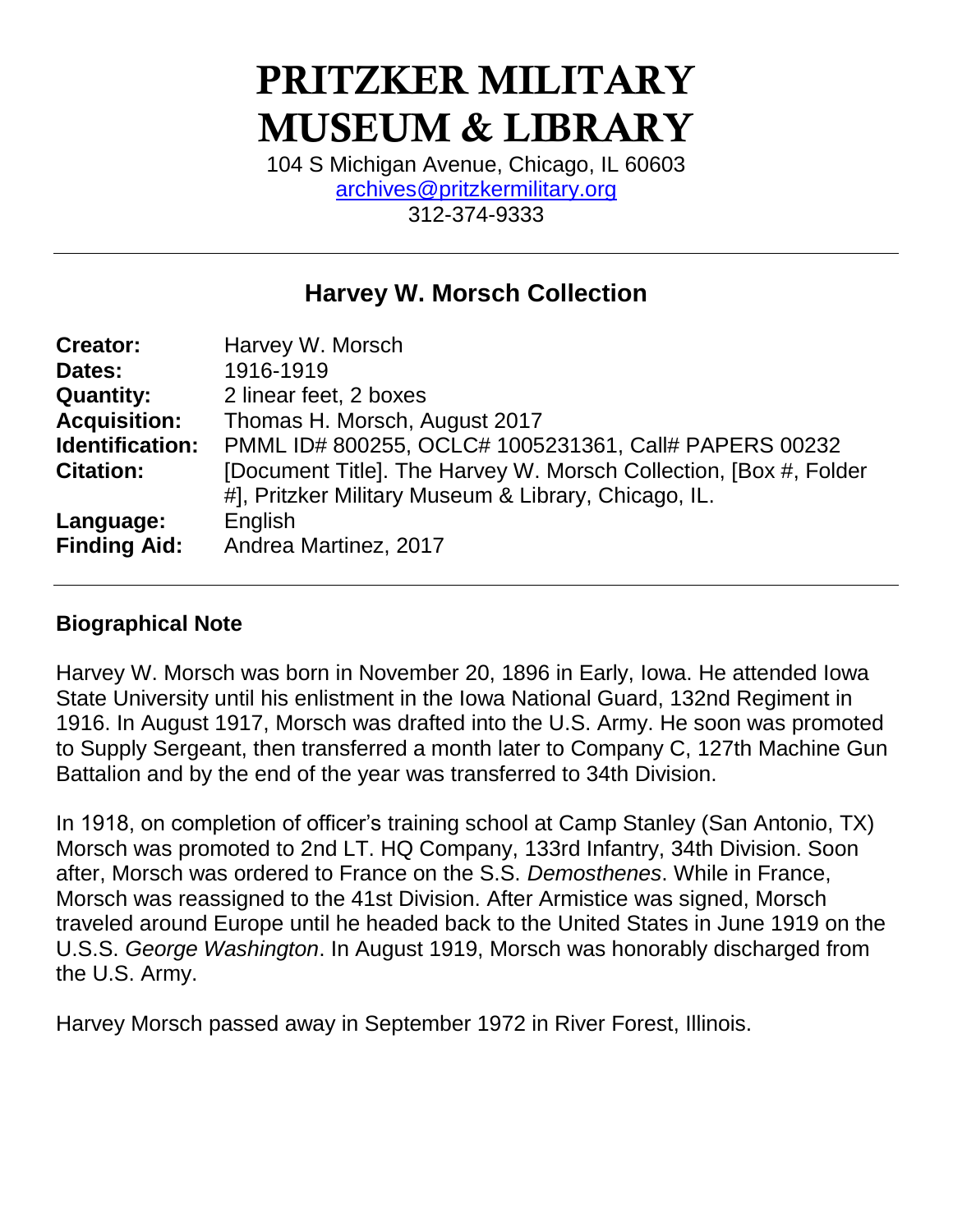# PRITZKER MILITARY MUSEUM & LIBRARY

104 S Michigan Avenue, Chicago, IL 60603
archives@pritzkermilitary.org
312-374-9333

---

## Harvey W. Morsch Collection

| | |
|---|---|
| **Creator:** | Harvey W. Morsch |
| **Dates:** | 1916-1919 |
| **Quantity:** | 2 linear feet, 2 boxes |
| **Acquisition:** | Thomas H. Morsch, August 2017 |
| **Identification:** | PMML ID# 800255, OCLC# 1005231361, Call# PAPERS 00232 |
| **Citation:** | [Document Title]. The Harvey W. Morsch Collection, [Box #, Folder #], Pritzker Military Museum & Library, Chicago, IL. |
| **Language:** | English |
| **Finding Aid:** | Andrea Martinez, 2017 |

---

### Biographical Note

Harvey W. Morsch was born in November 20, 1896 in Early, Iowa. He attended Iowa State University until his enlistment in the Iowa National Guard, 132nd Regiment in 1916. In August 1917, Morsch was drafted into the U.S. Army. He soon was promoted to Supply Sergeant, then transferred a month later to Company C, 127th Machine Gun Battalion and by the end of the year was transferred to 34th Division.

In 1918, on completion of officer's training school at Camp Stanley (San Antonio, TX) Morsch was promoted to 2nd LT. HQ Company, 133rd Infantry, 34th Division. Soon after, Morsch was ordered to France on the S.S. *Demosthenes*. While in France, Morsch was reassigned to the 41st Division. After Armistice was signed, Morsch traveled around Europe until he headed back to the United States in June 1919 on the U.S.S. *George Washington*. In August 1919, Morsch was honorably discharged from the U.S. Army.

Harvey Morsch passed away in September 1972 in River Forest, Illinois.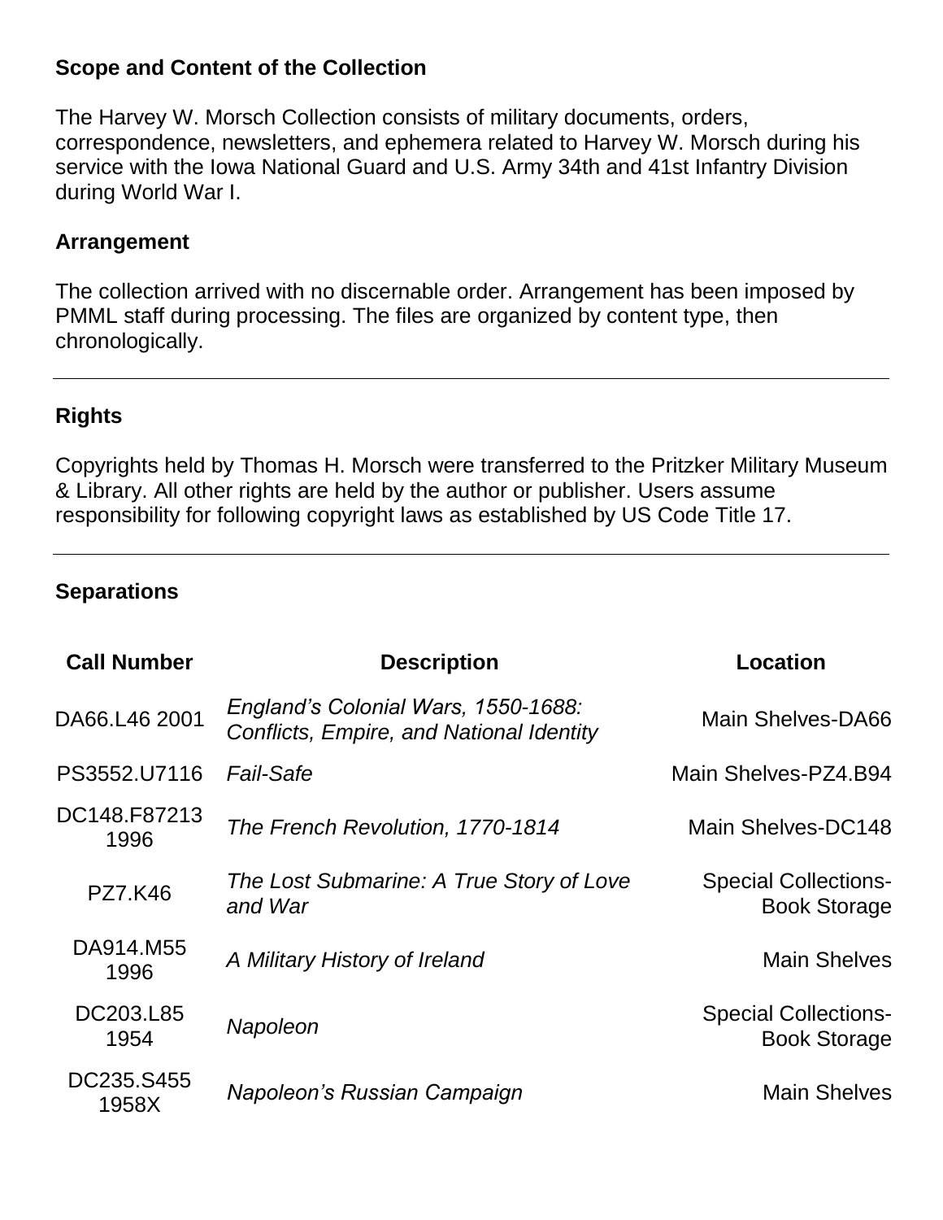## Scope and Content of the Collection

The Harvey W. Morsch Collection consists of military documents, orders, correspondence, newsletters, and ephemera related to Harvey W. Morsch during his service with the Iowa National Guard and U.S. Army 34th and 41st Infantry Division during World War I.

## Arrangement

The collection arrived with no discernable order. Arrangement has been imposed by PMML staff during processing. The files are organized by content type, then chronologically.

---

## Rights

Copyrights held by Thomas H. Morsch were transferred to the Pritzker Military Museum & Library. All other rights are held by the author or publisher. Users assume responsibility for following copyright laws as established by US Code Title 17.

---

## Separations

| Call Number | Description | Location |
| --- | --- | --- |
| DA66.L46 2001 | *England's Colonial Wars, 1550-1688: Conflicts, Empire, and National Identity* | Main Shelves-DA66 |
| PS3552.U7116 | *Fail-Safe* | Main Shelves-PZ4.B94 |
| DC148.F87213 1996 | *The French Revolution, 1770-1814* | Main Shelves-DC148 |
| PZ7.K46 | *The Lost Submarine: A True Story of Love and War* | Special Collections-Book Storage |
| DA914.M55 1996 | *A Military History of Ireland* | Main Shelves |
| DC203.L85 1954 | *Napoleon* | Special Collections-Book Storage |
| DC235.S455 1958X | *Napoleon's Russian Campaign* | Main Shelves |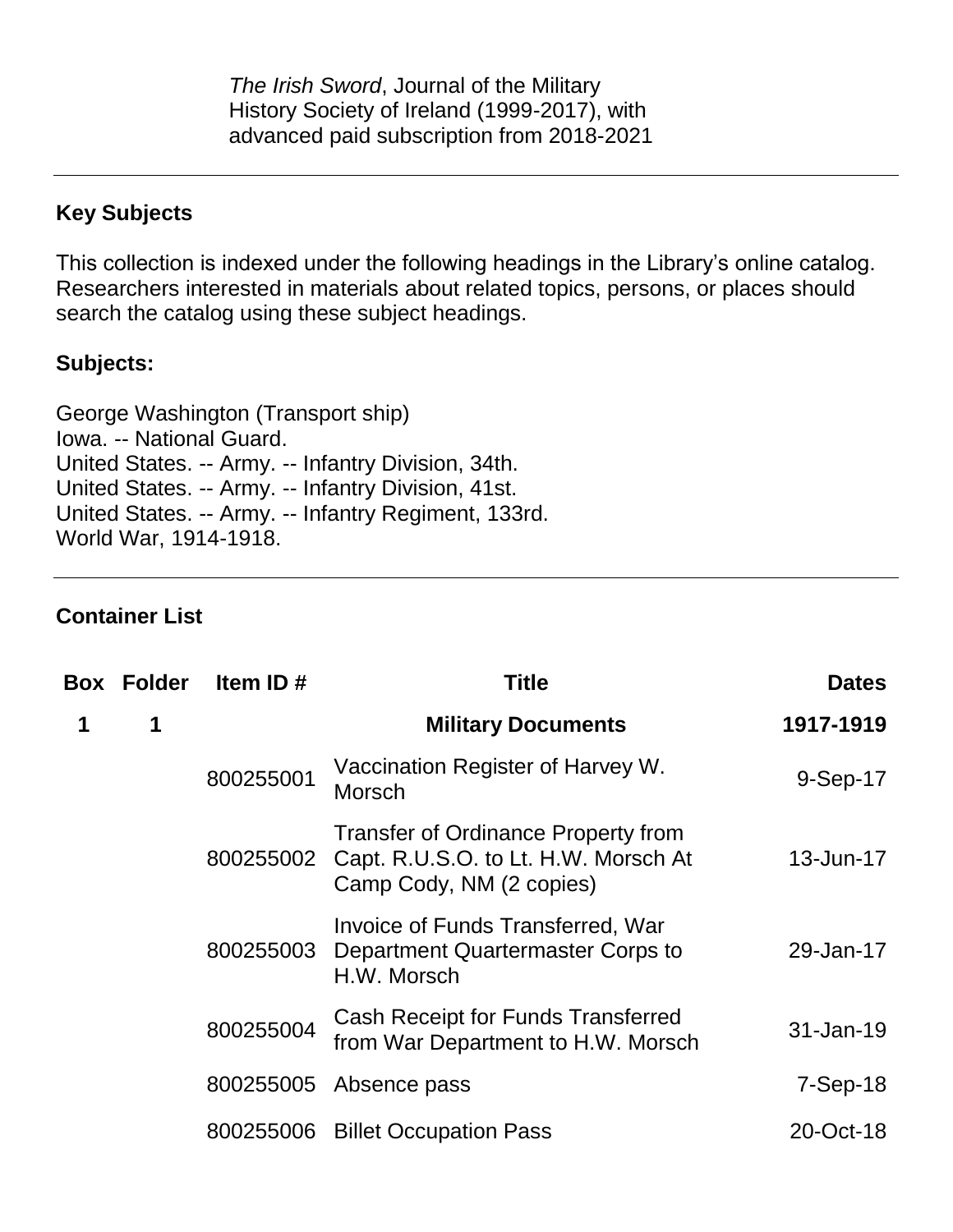*The Irish Sword*, Journal of the Military History Society of Ireland (1999-2017), with advanced paid subscription from 2018-2021

---

## Key Subjects

This collection is indexed under the following headings in the Library's online catalog. Researchers interested in materials about related topics, persons, or places should search the catalog using these subject headings.

### Subjects:

George Washington (Transport ship)
Iowa. -- National Guard.
United States. -- Army. -- Infantry Division, 34th.
United States. -- Army. -- Infantry Division, 41st.
United States. -- Army. -- Infantry Regiment, 133rd.
World War, 1914-1918.

---

## Container List

| Box | Folder | Item ID # | Title | Dates |
|---|---|---|---|---|
| **1** | **1** | | **Military Documents** | **1917-1919** |
| | | 800255001 | Vaccination Register of Harvey W. Morsch | 9-Sep-17 |
| | | 800255002 | Transfer of Ordinance Property from Capt. R.U.S.O. to Lt. H.W. Morsch At Camp Cody, NM (2 copies) | 13-Jun-17 |
| | | 800255003 | Invoice of Funds Transferred, War Department Quartermaster Corps to H.W. Morsch | 29-Jan-17 |
| | | 800255004 | Cash Receipt for Funds Transferred from War Department to H.W. Morsch | 31-Jan-19 |
| | | 800255005 | Absence pass | 7-Sep-18 |
| | | 800255006 | Billet Occupation Pass | 20-Oct-18 |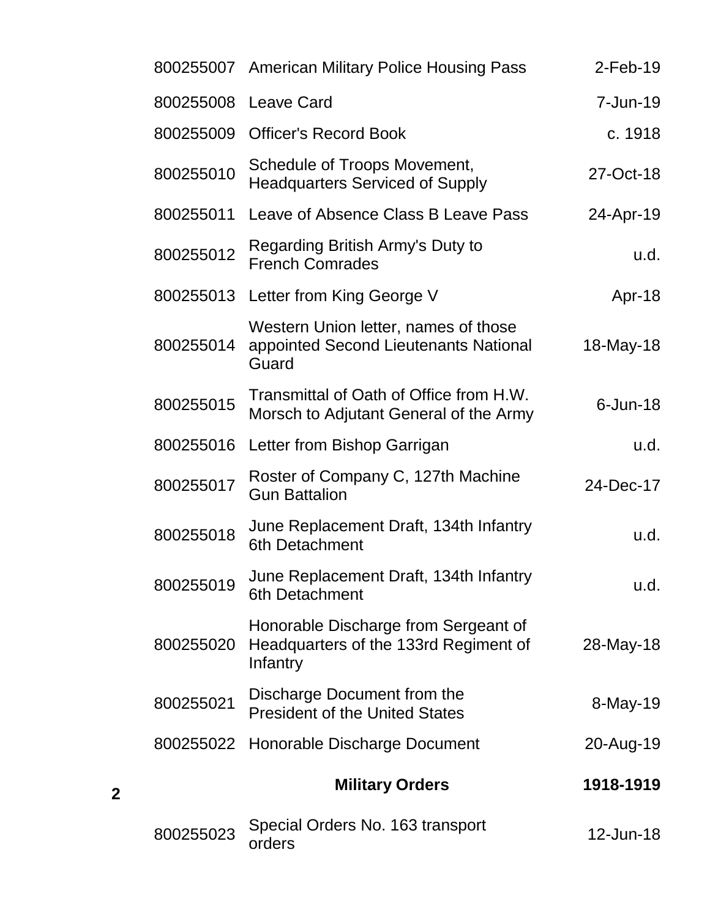| | | | |
|---|---|---|---|
| | 800255007 | American Military Police Housing Pass | 2-Feb-19 |
| | 800255008 | Leave Card | 7-Jun-19 |
| | 800255009 | Officer's Record Book | c. 1918 |
| | 800255010 | Schedule of Troops Movement, Headquarters Serviced of Supply | 27-Oct-18 |
| | 800255011 | Leave of Absence Class B Leave Pass | 24-Apr-19 |
| | 800255012 | Regarding British Army's Duty to French Comrades | u.d. |
| | 800255013 | Letter from King George V | Apr-18 |
| | 800255014 | Western Union letter, names of those appointed Second Lieutenants National Guard | 18-May-18 |
| | 800255015 | Transmittal of Oath of Office from H.W. Morsch to Adjutant General of the Army | 6-Jun-18 |
| | 800255016 | Letter from Bishop Garrigan | u.d. |
| | 800255017 | Roster of Company C, 127th Machine Gun Battalion | 24-Dec-17 |
| | 800255018 | June Replacement Draft, 134th Infantry 6th Detachment | u.d. |
| | 800255019 | June Replacement Draft, 134th Infantry 6th Detachment | u.d. |
| | 800255020 | Honorable Discharge from Sergeant of Headquarters of the 133rd Regiment of Infantry | 28-May-18 |
| | 800255021 | Discharge Document from the President of the United States | 8-May-19 |
| | 800255022 | Honorable Discharge Document | 20-Aug-19 |
| **2** | | **Military Orders** | **1918-1919** |
| | 800255023 | Special Orders No. 163 transport orders | 12-Jun-18 |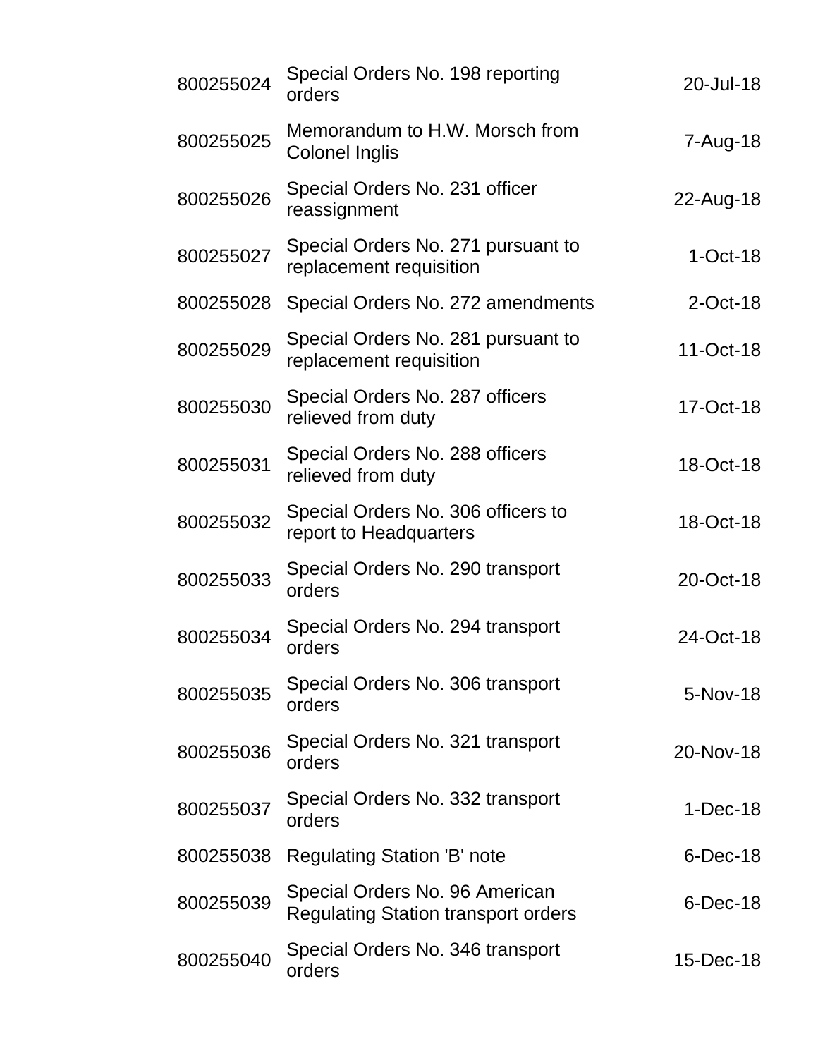| | | |
|---|---|---|
| 800255024 | Special Orders No. 198 reporting orders | 20-Jul-18 |
| 800255025 | Memorandum to H.W. Morsch from Colonel Inglis | 7-Aug-18 |
| 800255026 | Special Orders No. 231 officer reassignment | 22-Aug-18 |
| 800255027 | Special Orders No. 271 pursuant to replacement requisition | 1-Oct-18 |
| 800255028 | Special Orders No. 272 amendments | 2-Oct-18 |
| 800255029 | Special Orders No. 281 pursuant to replacement requisition | 11-Oct-18 |
| 800255030 | Special Orders No. 287 officers relieved from duty | 17-Oct-18 |
| 800255031 | Special Orders No. 288 officers relieved from duty | 18-Oct-18 |
| 800255032 | Special Orders No. 306 officers to report to Headquarters | 18-Oct-18 |
| 800255033 | Special Orders No. 290 transport orders | 20-Oct-18 |
| 800255034 | Special Orders No. 294 transport orders | 24-Oct-18 |
| 800255035 | Special Orders No. 306 transport orders | 5-Nov-18 |
| 800255036 | Special Orders No. 321 transport orders | 20-Nov-18 |
| 800255037 | Special Orders No. 332 transport orders | 1-Dec-18 |
| 800255038 | Regulating Station 'B' note | 6-Dec-18 |
| 800255039 | Special Orders No. 96 American Regulating Station transport orders | 6-Dec-18 |
| 800255040 | Special Orders No. 346 transport orders | 15-Dec-18 |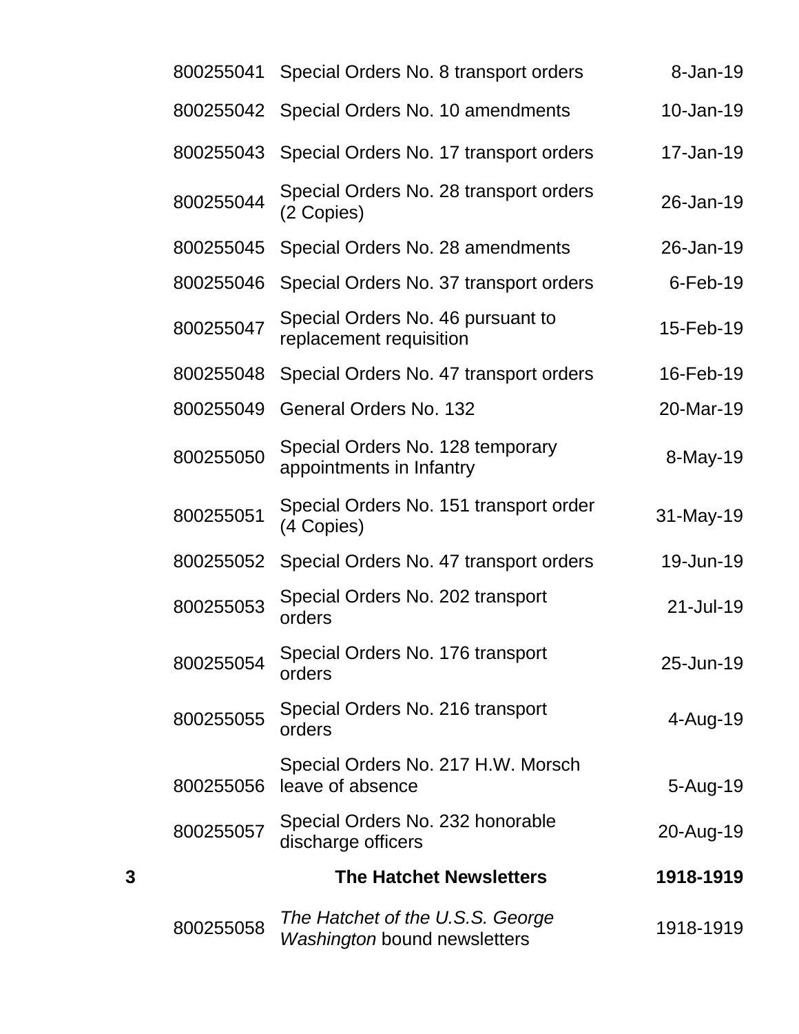| | | | |
|---|---|---|---|
| | 800255041 | Special Orders No. 8 transport orders | 8-Jan-19 |
| | 800255042 | Special Orders No. 10 amendments | 10-Jan-19 |
| | 800255043 | Special Orders No. 17 transport orders | 17-Jan-19 |
| | 800255044 | Special Orders No. 28 transport orders (2 Copies) | 26-Jan-19 |
| | 800255045 | Special Orders No. 28 amendments | 26-Jan-19 |
| | 800255046 | Special Orders No. 37 transport orders | 6-Feb-19 |
| | 800255047 | Special Orders No. 46 pursuant to replacement requisition | 15-Feb-19 |
| | 800255048 | Special Orders No. 47 transport orders | 16-Feb-19 |
| | 800255049 | General Orders No. 132 | 20-Mar-19 |
| | 800255050 | Special Orders No. 128 temporary appointments in Infantry | 8-May-19 |
| | 800255051 | Special Orders No. 151 transport order (4 Copies) | 31-May-19 |
| | 800255052 | Special Orders No. 47 transport orders | 19-Jun-19 |
| | 800255053 | Special Orders No. 202 transport orders | 21-Jul-19 |
| | 800255054 | Special Orders No. 176 transport orders | 25-Jun-19 |
| | 800255055 | Special Orders No. 216 transport orders | 4-Aug-19 |
| | 800255056 | Special Orders No. 217 H.W. Morsch leave of absence | 5-Aug-19 |
| | 800255057 | Special Orders No. 232 honorable discharge officers | 20-Aug-19 |
| **3** | | **The Hatchet Newsletters** | **1918-1919** |
| | 800255058 | *The Hatchet of the U.S.S. George Washington* bound newsletters | 1918-1919 |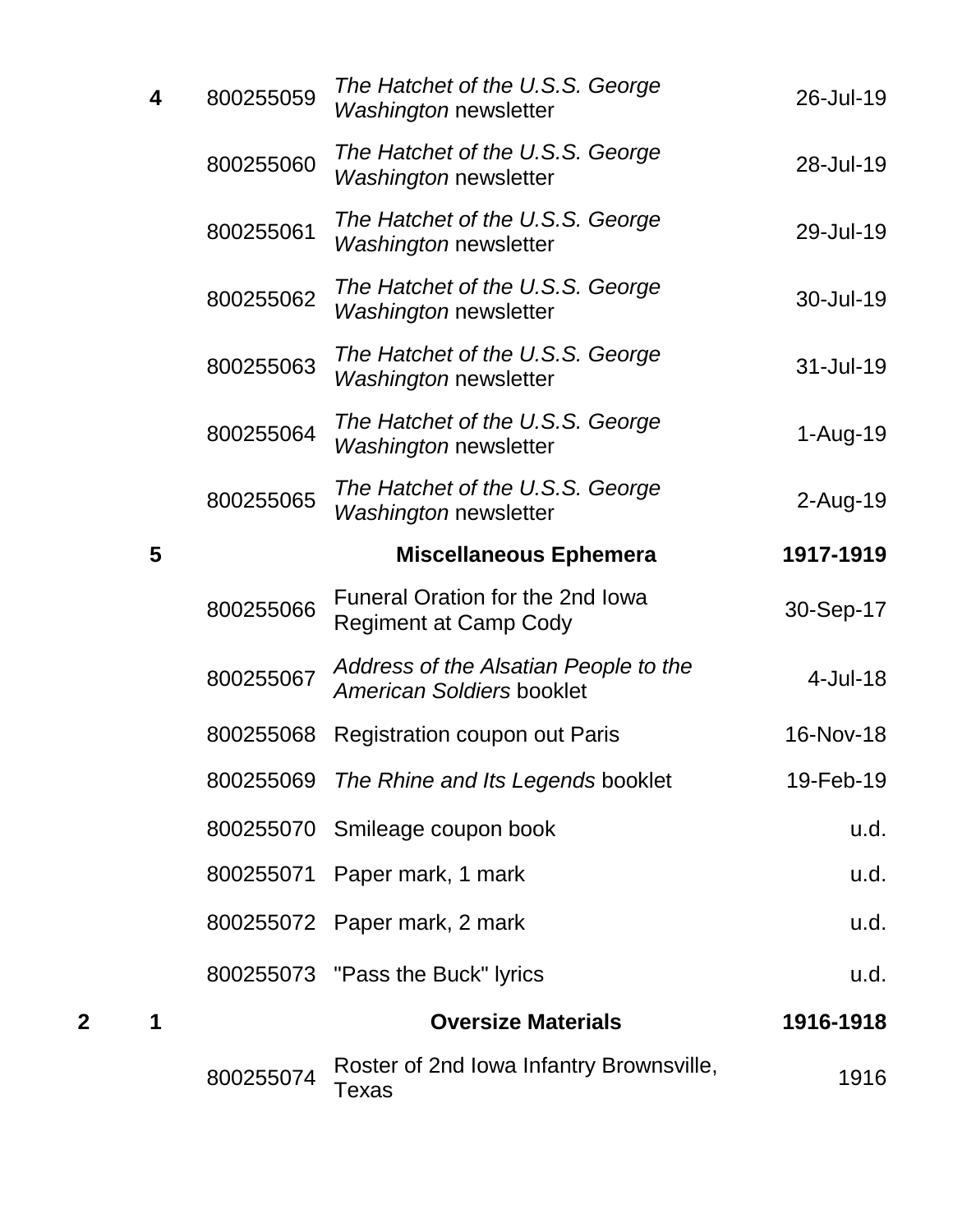| Box | Folder | Item ID | Description | Date |
| --- | --- | --- | --- | --- |
| | 4 | 800255059 | *The Hatchet of the U.S.S. George Washington* newsletter | 26-Jul-19 |
| | | 800255060 | *The Hatchet of the U.S.S. George Washington* newsletter | 28-Jul-19 |
| | | 800255061 | *The Hatchet of the U.S.S. George Washington* newsletter | 29-Jul-19 |
| | | 800255062 | *The Hatchet of the U.S.S. George Washington* newsletter | 30-Jul-19 |
| | | 800255063 | *The Hatchet of the U.S.S. George Washington* newsletter | 31-Jul-19 |
| | | 800255064 | *The Hatchet of the U.S.S. George Washington* newsletter | 1-Aug-19 |
| | | 800255065 | *The Hatchet of the U.S.S. George Washington* newsletter | 2-Aug-19 |
| | **5** | | **Miscellaneous Ephemera** | **1917-1919** |
| | | 800255066 | Funeral Oration for the 2nd Iowa Regiment at Camp Cody | 30-Sep-17 |
| | | 800255067 | *Address of the Alsatian People to the American Soldiers* booklet | 4-Jul-18 |
| | | 800255068 | Registration coupon out Paris | 16-Nov-18 |
| | | 800255069 | *The Rhine and Its Legends* booklet | 19-Feb-19 |
| | | 800255070 | Smileage coupon book | u.d. |
| | | 800255071 | Paper mark, 1 mark | u.d. |
| | | 800255072 | Paper mark, 2 mark | u.d. |
| | | 800255073 | "Pass the Buck" lyrics | u.d. |
| **2** | **1** | | **Oversize Materials** | **1916-1918** |
| | | 800255074 | Roster of 2nd Iowa Infantry Brownsville, Texas | 1916 |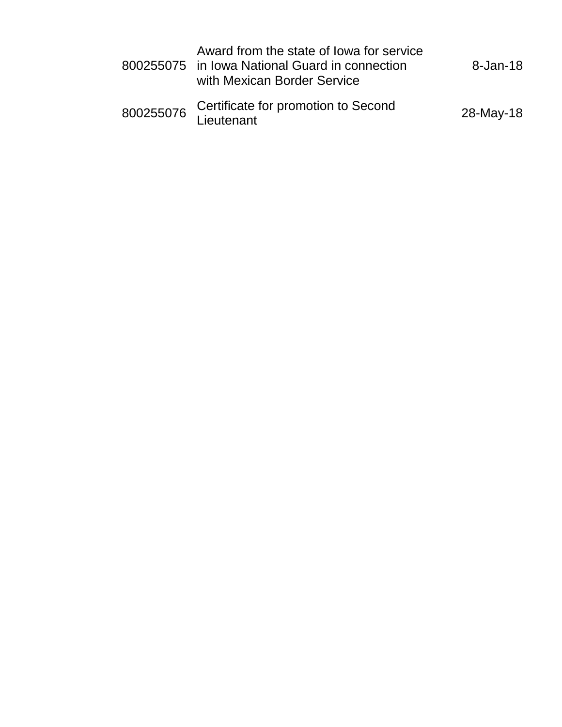| | | |
|---|---|---|
| 800255075 | Award from the state of Iowa for service in Iowa National Guard in connection with Mexican Border Service | 8-Jan-18 |
| 800255076 | Certificate for promotion to Second Lieutenant | 28-May-18 |